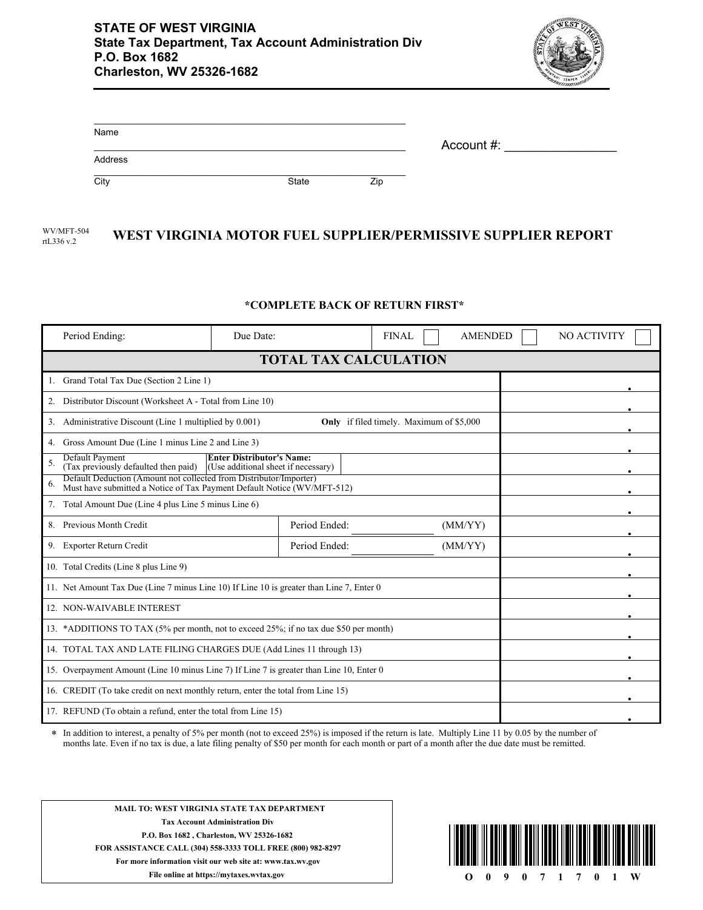**STATE OF WEST VIRGINIA**
**State Tax Department, Tax Account Administration Div**
**P.O. Box 1682**
**Charleston, WV 25326-1682**

Name

Address

City State Zip

Account #: ________________

WV/MFT-504
rtL336 v.2

# WEST VIRGINIA MOTOR FUEL SUPPLIER/PERMISSIVE SUPPLIER REPORT

**\*COMPLETE BACK OF RETURN FIRST\***

| Period Ending: | Due Date: | FINAL ☐ | AMENDED ☐ | NO ACTIVITY ☐ |
|---|---|---|---|---|

## TOTAL TAX CALCULATION

| Line | Description | | Amount |
|---|---|---|---|
| 1. | Grand Total Tax Due (Section 2 Line 1) | | . |
| 2. | Distributor Discount (Worksheet A - Total from Line 10) | | . |
| 3. | Administrative Discount (Line 1 multiplied by 0.001) | **Only** if filed timely. Maximum of $5,000 | . |
| 4. | Gross Amount Due (Line 1 minus Line 2 and Line 3) | | . |
| 5. | Default Payment (Tax previously defaulted then paid) | **Enter Distributor's Name:** (Use additional sheet if necessary) | . |
| 6. | Default Deduction (Amount not collected from Distributor/Importer) Must have submitted a Notice of Tax Payment Default Notice (WV/MFT-512) | | . |
| 7. | Total Amount Due (Line 4 plus Line 5 minus Line 6) | | . |
| 8. | Previous Month Credit | Period Ended: ________ (MM/YY) | . |
| 9. | Exporter Return Credit | Period Ended: ________ (MM/YY) | . |
| 10. | Total Credits (Line 8 plus Line 9) | | . |
| 11. | Net Amount Tax Due (Line 7 minus Line 10) If Line 10 is greater than Line 7, Enter 0 | | . |
| 12. | NON-WAIVABLE INTEREST | | . |
| 13. | *ADDITIONS TO TAX (5% per month, not to exceed 25%; if no tax due $50 per month) | | . |
| 14. | TOTAL TAX AND LATE FILING CHARGES DUE (Add Lines 11 through 13) | | . |
| 15. | Overpayment Amount (Line 10 minus Line 7) If Line 7 is greater than Line 10, Enter 0 | | . |
| 16. | CREDIT (To take credit on next monthly return, enter the total from Line 15) | | . |
| 17. | REFUND (To obtain a refund, enter the total from Line 15) | | . |

\* In addition to interest, a penalty of 5% per month (not to exceed 25%) is imposed if the return is late. Multiply Line 11 by 0.05 by the number of months late. Even if no tax is due, a late filing penalty of $50 per month for each month or part of a month after the due date must be remitted.

**MAIL TO: WEST VIRGINIA STATE TAX DEPARTMENT**
**Tax Account Administration Div**
**P.O. Box 1682 , Charleston, WV 25326-1682**
**FOR ASSISTANCE CALL (304) 558-3333 TOLL FREE (800) 982-8297**
**For more information visit our web site at: www.tax.wv.gov**
**File online at https://mytaxes.wvtax.gov**

O 0 9 0 7 1 7 0 1 W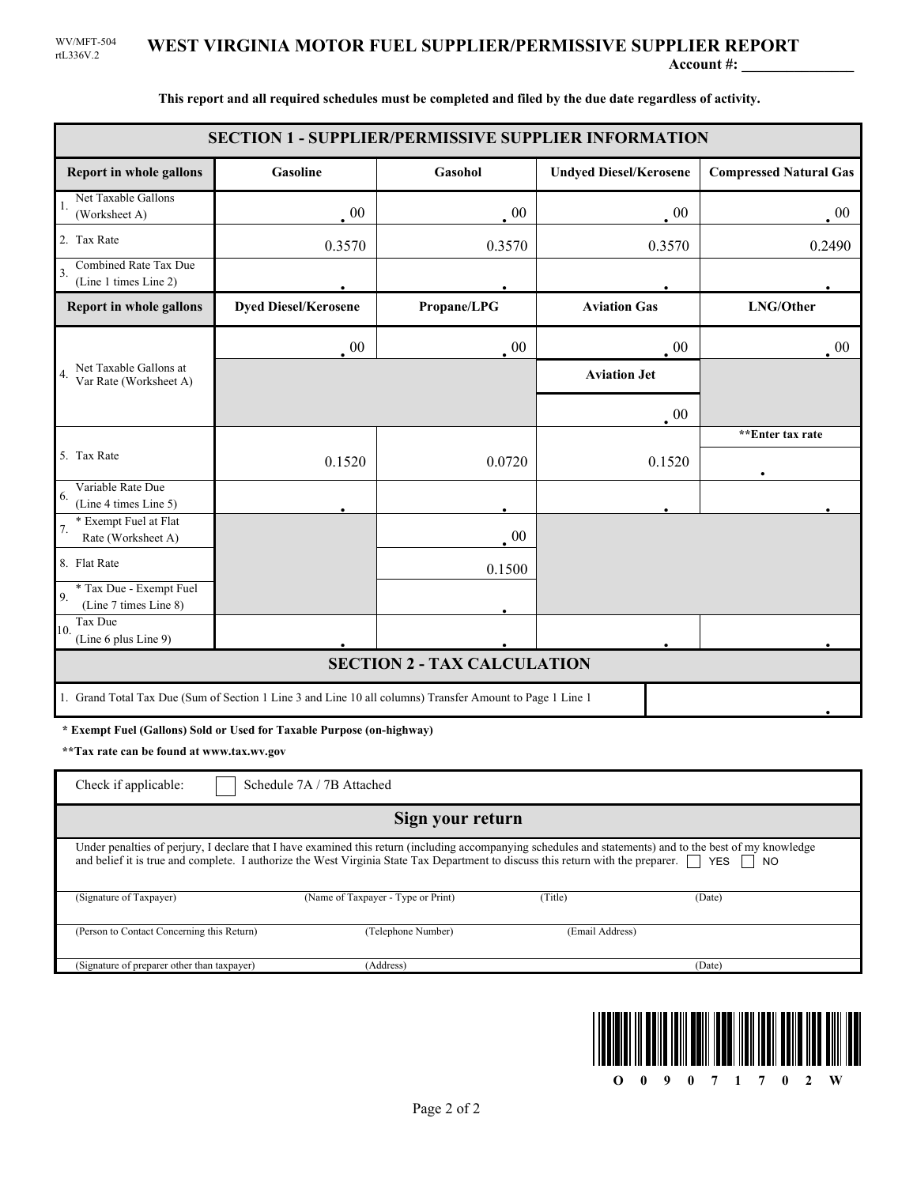WV/MFT-504
rtL336V.2

# WEST VIRGINIA MOTOR FUEL SUPPLIER/PERMISSIVE SUPPLIER REPORT

**Account #:** _______________

**This report and all required schedules must be completed and filed by the due date regardless of activity.**

## SECTION 1 - SUPPLIER/PERMISSIVE SUPPLIER INFORMATION

| Report in whole gallons | Gasoline | Gasohol | Undyed Diesel/Kerosene | Compressed Natural Gas |
|---|---|---|---|---|
| 1. Net Taxable Gallons (Worksheet A) | .00 | .00 | .00 | .00 |
| 2. Tax Rate | 0.3570 | 0.3570 | 0.3570 | 0.2490 |
| 3. Combined Rate Tax Due (Line 1 times Line 2) | . | . | . | . |

| Report in whole gallons | Dyed Diesel/Kerosene | Propane/LPG | Aviation Gas | LNG/Other |
|---|---|---|---|---|
| 4. Net Taxable Gallons at Var Rate (Worksheet A) | .00 | .00 | .00 | .00 |
| | | | Aviation Jet | |
| | | | .00 | |
| 5. Tax Rate | 0.1520 | 0.0720 | 0.1520 | **Enter tax rate . |
| 6. Variable Rate Due (Line 4 times Line 5) | . | . | . | . |
| 7. * Exempt Fuel at Flat Rate (Worksheet A) | | .00 | | |
| 8. Flat Rate | | 0.1500 | | |
| 9. * Tax Due - Exempt Fuel (Line 7 times Line 8) | | . | | |
| 10. Tax Due (Line 6 plus Line 9) | . | . | . | . |

## SECTION 2 - TAX CALCULATION

| | |
|---|---|
| 1. Grand Total Tax Due (Sum of Section 1 Line 3 and Line 10 all columns) Transfer Amount to Page 1 Line 1 | . |

\* Exempt Fuel (Gallons) Sold or Used for Taxable Purpose (on-highway)

\*\*Tax rate can be found at www.tax.wv.gov

Check if applicable: ☐ Schedule 7A / 7B Attached

## Sign your return

Under penalties of perjury, I declare that I have examined this return (including accompanying schedules and statements) and to the best of my knowledge and belief it is true and complete. I authorize the West Virginia State Tax Department to discuss this return with the preparer. ☐ YES ☐ NO

(Signature of Taxpayer) (Name of Taxpayer - Type or Print) (Title) (Date)

(Person to Contact Concerning this Return) (Telephone Number) (Email Address)

(Signature of preparer other than taxpayer) (Address) (Date)

O 0 9 0 7 1 7 0 2 W